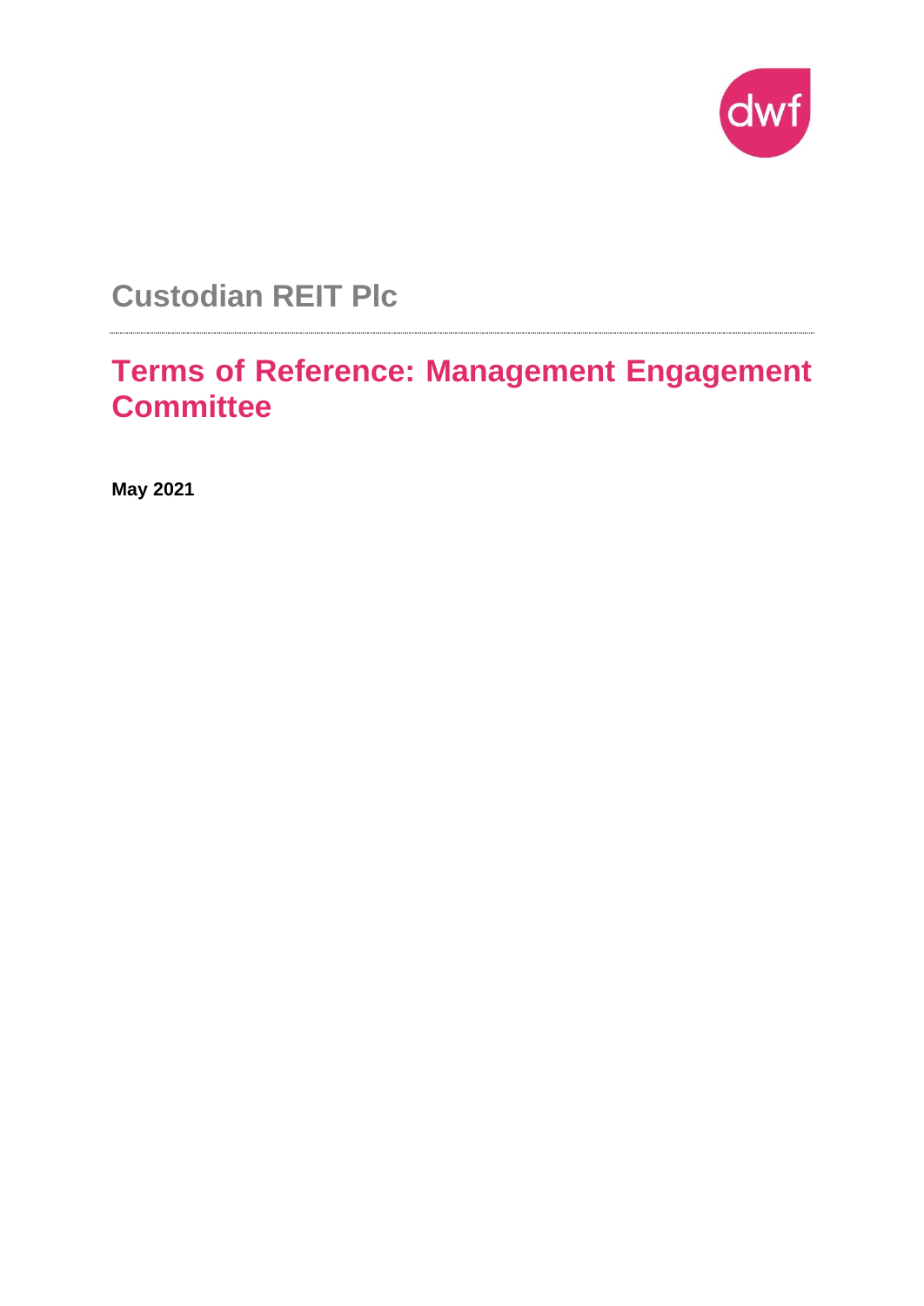dwf

# Custodian REIT Plc

---

# Terms of Reference: Management Engagement Committee

**May 2021**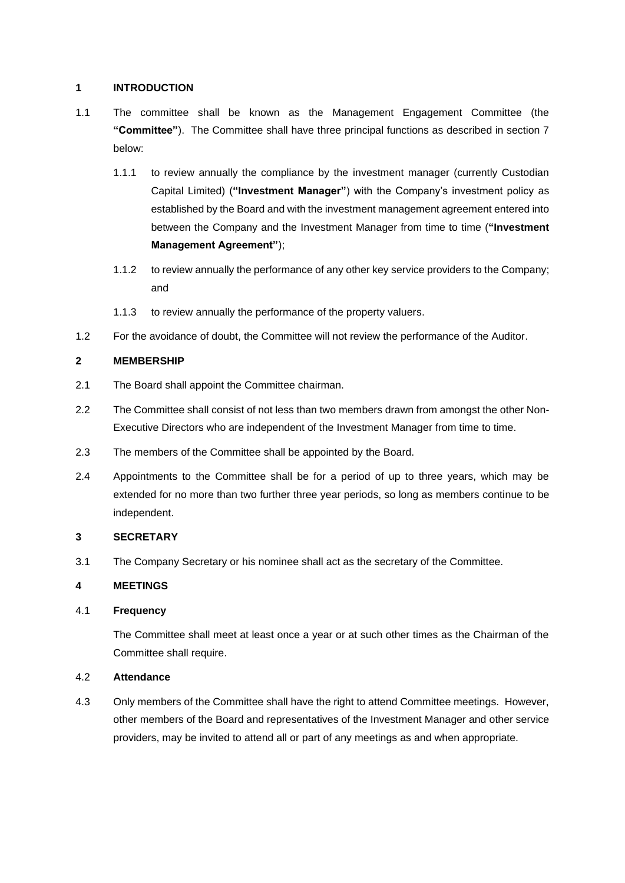## 1 INTRODUCTION

1.1 The committee shall be known as the Management Engagement Committee (the **"Committee"**). The Committee shall have three principal functions as described in section 7 below:

1.1.1 to review annually the compliance by the investment manager (currently Custodian Capital Limited) (**"Investment Manager"**) with the Company's investment policy as established by the Board and with the investment management agreement entered into between the Company and the Investment Manager from time to time (**"Investment Management Agreement"**);

1.1.2 to review annually the performance of any other key service providers to the Company; and

1.1.3 to review annually the performance of the property valuers.

1.2 For the avoidance of doubt, the Committee will not review the performance of the Auditor.

## 2 MEMBERSHIP

2.1 The Board shall appoint the Committee chairman.

2.2 The Committee shall consist of not less than two members drawn from amongst the other Non-Executive Directors who are independent of the Investment Manager from time to time.

2.3 The members of the Committee shall be appointed by the Board.

2.4 Appointments to the Committee shall be for a period of up to three years, which may be extended for no more than two further three year periods, so long as members continue to be independent.

## 3 SECRETARY

3.1 The Company Secretary or his nominee shall act as the secretary of the Committee.

## 4 MEETINGS

### 4.1 Frequency

The Committee shall meet at least once a year or at such other times as the Chairman of the Committee shall require.

### 4.2 Attendance

4.3 Only members of the Committee shall have the right to attend Committee meetings. However, other members of the Board and representatives of the Investment Manager and other service providers, may be invited to attend all or part of any meetings as and when appropriate.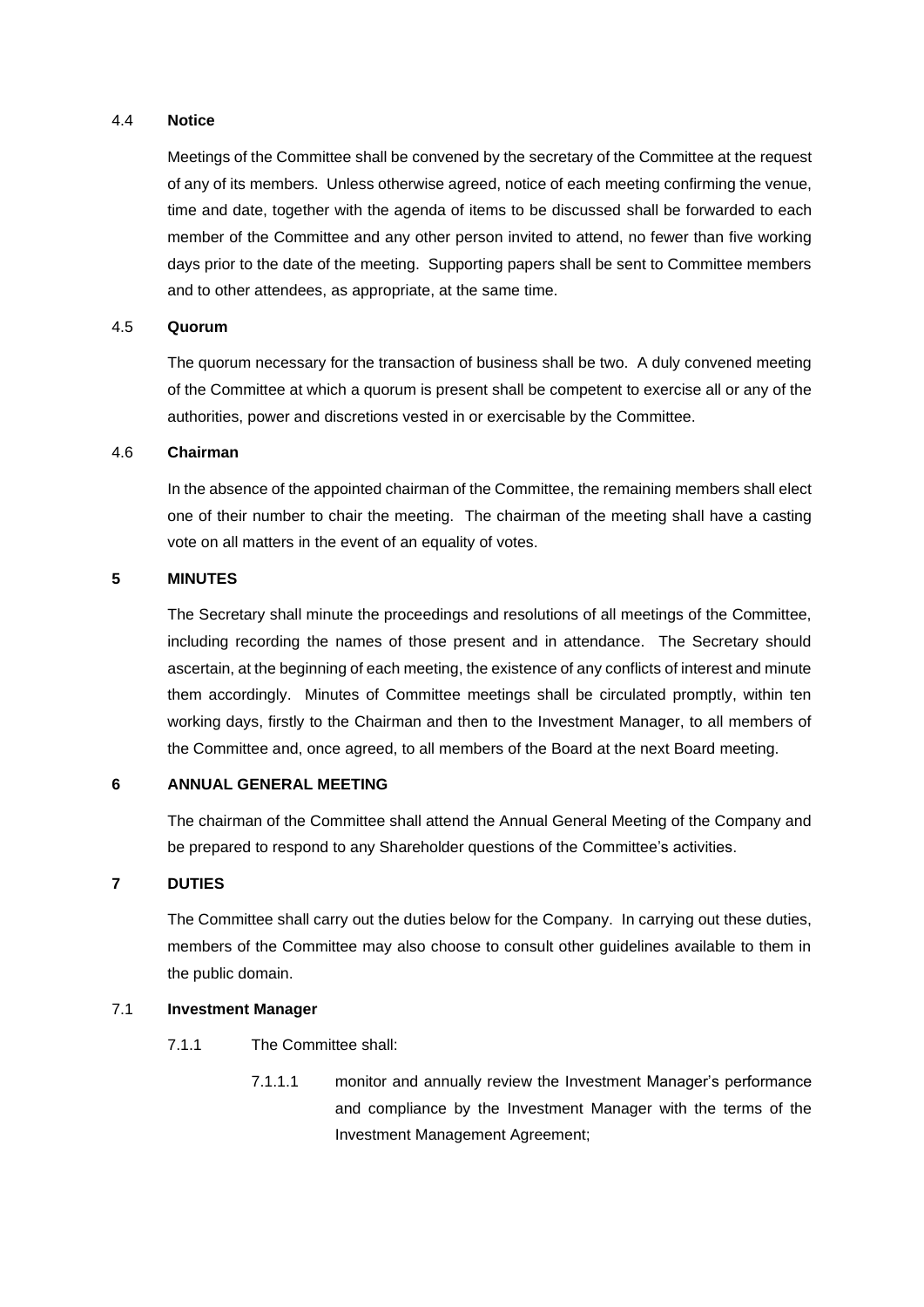#### 4.4 **Notice**

Meetings of the Committee shall be convened by the secretary of the Committee at the request of any of its members. Unless otherwise agreed, notice of each meeting confirming the venue, time and date, together with the agenda of items to be discussed shall be forwarded to each member of the Committee and any other person invited to attend, no fewer than five working days prior to the date of the meeting. Supporting papers shall be sent to Committee members and to other attendees, as appropriate, at the same time.

#### 4.5 **Quorum**

The quorum necessary for the transaction of business shall be two. A duly convened meeting of the Committee at which a quorum is present shall be competent to exercise all or any of the authorities, power and discretions vested in or exercisable by the Committee.

#### 4.6 **Chairman**

In the absence of the appointed chairman of the Committee, the remaining members shall elect one of their number to chair the meeting. The chairman of the meeting shall have a casting vote on all matters in the event of an equality of votes.

## 5 MINUTES

The Secretary shall minute the proceedings and resolutions of all meetings of the Committee, including recording the names of those present and in attendance. The Secretary should ascertain, at the beginning of each meeting, the existence of any conflicts of interest and minute them accordingly. Minutes of Committee meetings shall be circulated promptly, within ten working days, firstly to the Chairman and then to the Investment Manager, to all members of the Committee and, once agreed, to all members of the Board at the next Board meeting.

## 6 ANNUAL GENERAL MEETING

The chairman of the Committee shall attend the Annual General Meeting of the Company and be prepared to respond to any Shareholder questions of the Committee's activities.

## 7 DUTIES

The Committee shall carry out the duties below for the Company. In carrying out these duties, members of the Committee may also choose to consult other guidelines available to them in the public domain.

#### 7.1 **Investment Manager**

7.1.1 The Committee shall:

7.1.1.1 monitor and annually review the Investment Manager's performance and compliance by the Investment Manager with the terms of the Investment Management Agreement;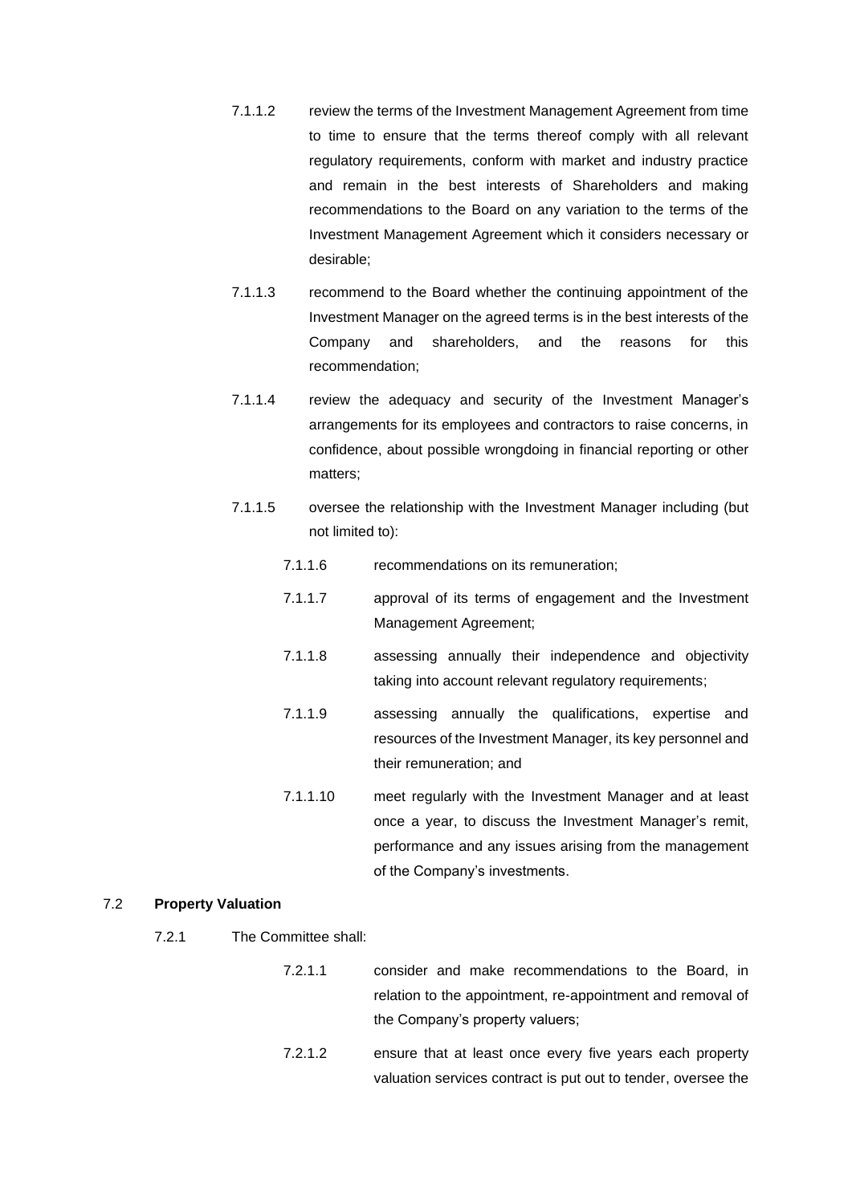7.1.1.2 review the terms of the Investment Management Agreement from time to time to ensure that the terms thereof comply with all relevant regulatory requirements, conform with market and industry practice and remain in the best interests of Shareholders and making recommendations to the Board on any variation to the terms of the Investment Management Agreement which it considers necessary or desirable;

7.1.1.3 recommend to the Board whether the continuing appointment of the Investment Manager on the agreed terms is in the best interests of the Company and shareholders, and the reasons for this recommendation;

7.1.1.4 review the adequacy and security of the Investment Manager's arrangements for its employees and contractors to raise concerns, in confidence, about possible wrongdoing in financial reporting or other matters;

7.1.1.5 oversee the relationship with the Investment Manager including (but not limited to):

7.1.1.6 recommendations on its remuneration;

7.1.1.7 approval of its terms of engagement and the Investment Management Agreement;

7.1.1.8 assessing annually their independence and objectivity taking into account relevant regulatory requirements;

7.1.1.9 assessing annually the qualifications, expertise and resources of the Investment Manager, its key personnel and their remuneration; and

7.1.1.10 meet regularly with the Investment Manager and at least once a year, to discuss the Investment Manager's remit, performance and any issues arising from the management of the Company's investments.

7.2 **Property Valuation**

7.2.1 The Committee shall:

7.2.1.1 consider and make recommendations to the Board, in relation to the appointment, re-appointment and removal of the Company's property valuers;

7.2.1.2 ensure that at least once every five years each property valuation services contract is put out to tender, oversee the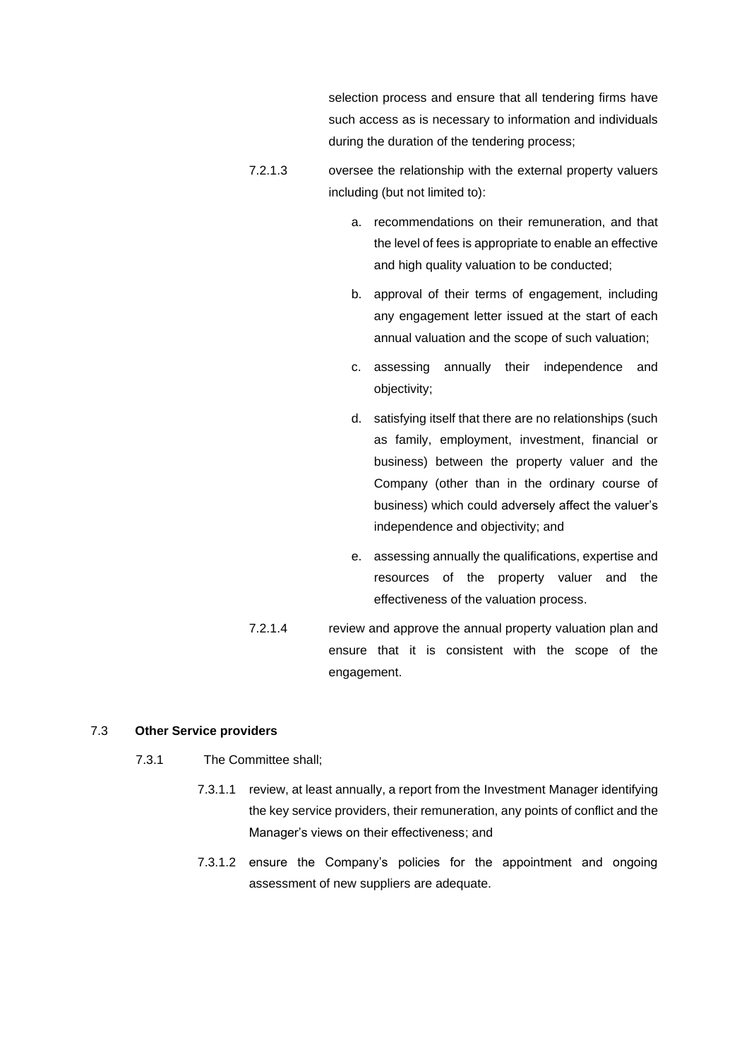selection process and ensure that all tendering firms have such access as is necessary to information and individuals during the duration of the tendering process;

7.2.1.3 oversee the relationship with the external property valuers including (but not limited to):

a. recommendations on their remuneration, and that the level of fees is appropriate to enable an effective and high quality valuation to be conducted;

b. approval of their terms of engagement, including any engagement letter issued at the start of each annual valuation and the scope of such valuation;

c. assessing annually their independence and objectivity;

d. satisfying itself that there are no relationships (such as family, employment, investment, financial or business) between the property valuer and the Company (other than in the ordinary course of business) which could adversely affect the valuer's independence and objectivity; and

e. assessing annually the qualifications, expertise and resources of the property valuer and the effectiveness of the valuation process.

7.2.1.4 review and approve the annual property valuation plan and ensure that it is consistent with the scope of the engagement.

7.3 **Other Service providers**

7.3.1 The Committee shall;

7.3.1.1 review, at least annually, a report from the Investment Manager identifying the key service providers, their remuneration, any points of conflict and the Manager's views on their effectiveness; and

7.3.1.2 ensure the Company's policies for the appointment and ongoing assessment of new suppliers are adequate.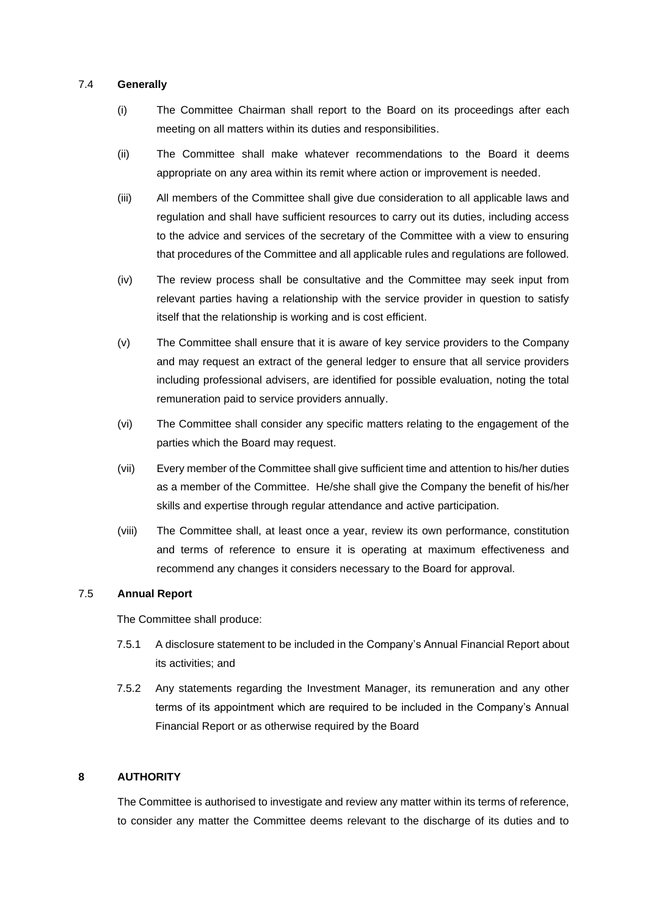### 7.4 **Generally**

(i) The Committee Chairman shall report to the Board on its proceedings after each meeting on all matters within its duties and responsibilities.

(ii) The Committee shall make whatever recommendations to the Board it deems appropriate on any area within its remit where action or improvement is needed.

(iii) All members of the Committee shall give due consideration to all applicable laws and regulation and shall have sufficient resources to carry out its duties, including access to the advice and services of the secretary of the Committee with a view to ensuring that procedures of the Committee and all applicable rules and regulations are followed.

(iv) The review process shall be consultative and the Committee may seek input from relevant parties having a relationship with the service provider in question to satisfy itself that the relationship is working and is cost efficient.

(v) The Committee shall ensure that it is aware of key service providers to the Company and may request an extract of the general ledger to ensure that all service providers including professional advisers, are identified for possible evaluation, noting the total remuneration paid to service providers annually.

(vi) The Committee shall consider any specific matters relating to the engagement of the parties which the Board may request.

(vii) Every member of the Committee shall give sufficient time and attention to his/her duties as a member of the Committee. He/she shall give the Company the benefit of his/her skills and expertise through regular attendance and active participation.

(viii) The Committee shall, at least once a year, review its own performance, constitution and terms of reference to ensure it is operating at maximum effectiveness and recommend any changes it considers necessary to the Board for approval.

### 7.5 **Annual Report**

The Committee shall produce:

7.5.1 A disclosure statement to be included in the Company's Annual Financial Report about its activities; and

7.5.2 Any statements regarding the Investment Manager, its remuneration and any other terms of its appointment which are required to be included in the Company's Annual Financial Report or as otherwise required by the Board

## 8 **AUTHORITY**

The Committee is authorised to investigate and review any matter within its terms of reference, to consider any matter the Committee deems relevant to the discharge of its duties and to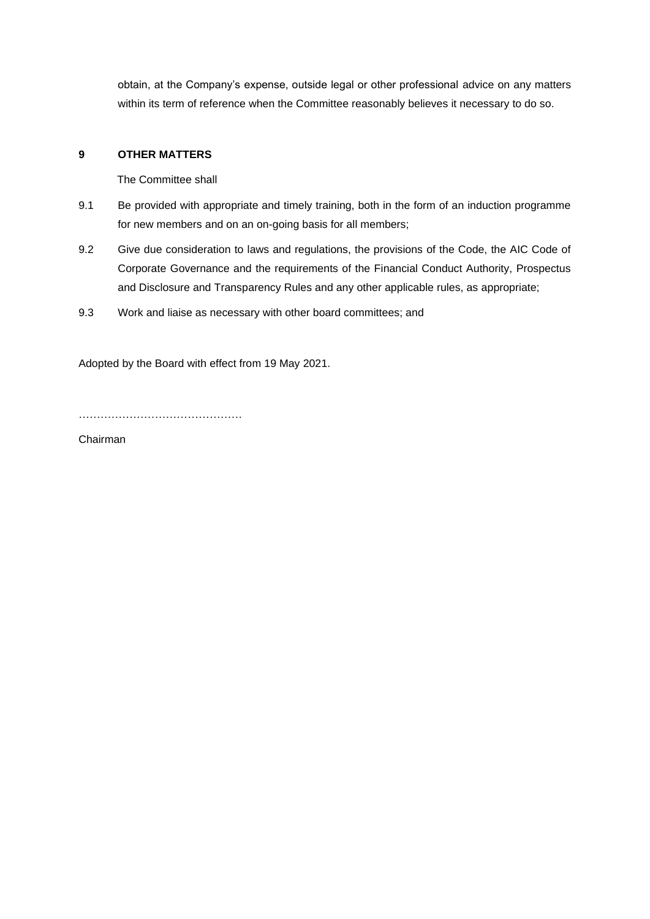obtain, at the Company's expense, outside legal or other professional advice on any matters within its term of reference when the Committee reasonably believes it necessary to do so.

## 9 OTHER MATTERS

The Committee shall

9.1 Be provided with appropriate and timely training, both in the form of an induction programme for new members and on an on-going basis for all members;

9.2 Give due consideration to laws and regulations, the provisions of the Code, the AIC Code of Corporate Governance and the requirements of the Financial Conduct Authority, Prospectus and Disclosure and Transparency Rules and any other applicable rules, as appropriate;

9.3 Work and liaise as necessary with other board committees; and

Adopted by the Board with effect from 19 May 2021.

……………………………………

Chairman